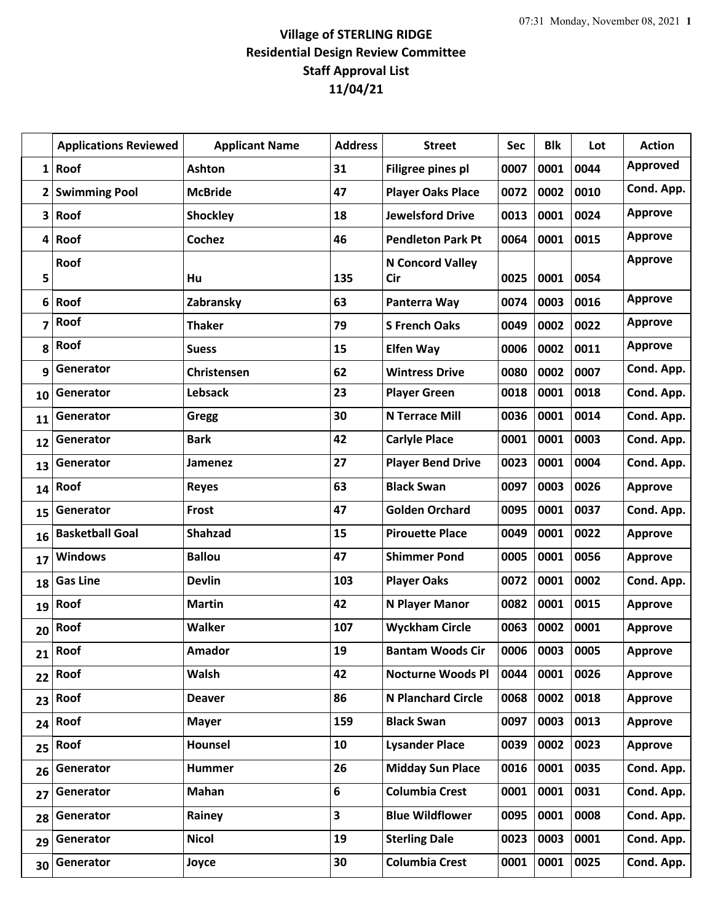# Village of STERLING RIDGE
## Residential Design Review Committee
## Staff Approval List
## 11/04/21

| | Applications Reviewed | Applicant Name | Address | Street | Sec | Blk | Lot | Action |
|---|---|---|---|---|---|---|---|---|
| 1 | Roof | Ashton | 31 | Filigree pines pl | 0007 | 0001 | 0044 | Approved |
| 2 | Swimming Pool | McBride | 47 | Player Oaks Place | 0072 | 0002 | 0010 | Cond. App. |
| 3 | Roof | Shockley | 18 | Jewelsford Drive | 0013 | 0001 | 0024 | Approve |
| 4 | Roof | Cochez | 46 | Pendleton Park Pt | 0064 | 0001 | 0015 | Approve |
| 5 | Roof | Hu | 135 | N Concord Valley Cir | 0025 | 0001 | 0054 | Approve |
| 6 | Roof | Zabransky | 63 | Panterra Way | 0074 | 0003 | 0016 | Approve |
| 7 | Roof | Thaker | 79 | S French Oaks | 0049 | 0002 | 0022 | Approve |
| 8 | Roof | Suess | 15 | Elfen Way | 0006 | 0002 | 0011 | Approve |
| 9 | Generator | Christensen | 62 | Wintress Drive | 0080 | 0002 | 0007 | Cond. App. |
| 10 | Generator | Lebsack | 23 | Player Green | 0018 | 0001 | 0018 | Cond. App. |
| 11 | Generator | Gregg | 30 | N Terrace Mill | 0036 | 0001 | 0014 | Cond. App. |
| 12 | Generator | Bark | 42 | Carlyle Place | 0001 | 0001 | 0003 | Cond. App. |
| 13 | Generator | Jamenez | 27 | Player Bend Drive | 0023 | 0001 | 0004 | Cond. App. |
| 14 | Roof | Reyes | 63 | Black Swan | 0097 | 0003 | 0026 | Approve |
| 15 | Generator | Frost | 47 | Golden Orchard | 0095 | 0001 | 0037 | Cond. App. |
| 16 | Basketball Goal | Shahzad | 15 | Pirouette Place | 0049 | 0001 | 0022 | Approve |
| 17 | Windows | Ballou | 47 | Shimmer Pond | 0005 | 0001 | 0056 | Approve |
| 18 | Gas Line | Devlin | 103 | Player Oaks | 0072 | 0001 | 0002 | Cond. App. |
| 19 | Roof | Martin | 42 | N Player Manor | 0082 | 0001 | 0015 | Approve |
| 20 | Roof | Walker | 107 | Wyckham Circle | 0063 | 0002 | 0001 | Approve |
| 21 | Roof | Amador | 19 | Bantam Woods Cir | 0006 | 0003 | 0005 | Approve |
| 22 | Roof | Walsh | 42 | Nocturne Woods Pl | 0044 | 0001 | 0026 | Approve |
| 23 | Roof | Deaver | 86 | N Planchard Circle | 0068 | 0002 | 0018 | Approve |
| 24 | Roof | Mayer | 159 | Black Swan | 0097 | 0003 | 0013 | Approve |
| 25 | Roof | Hounsel | 10 | Lysander Place | 0039 | 0002 | 0023 | Approve |
| 26 | Generator | Hummer | 26 | Midday Sun Place | 0016 | 0001 | 0035 | Cond. App. |
| 27 | Generator | Mahan | 6 | Columbia Crest | 0001 | 0001 | 0031 | Cond. App. |
| 28 | Generator | Rainey | 3 | Blue Wildflower | 0095 | 0001 | 0008 | Cond. App. |
| 29 | Generator | Nicol | 19 | Sterling Dale | 0023 | 0003 | 0001 | Cond. App. |
| 30 | Generator | Joyce | 30 | Columbia Crest | 0001 | 0001 | 0025 | Cond. App. |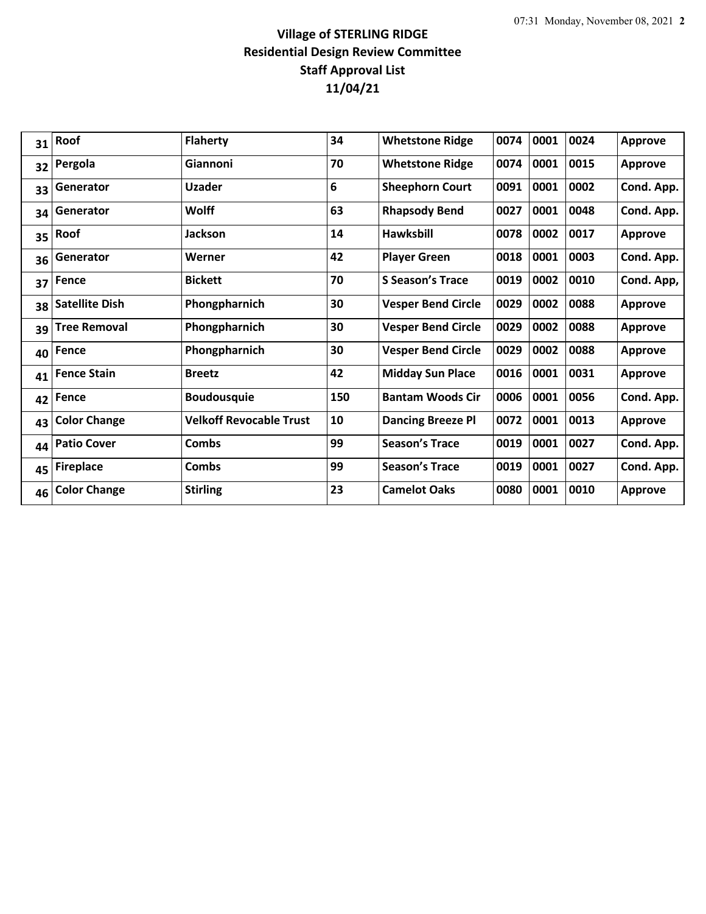**Village of STERLING RIDGE**
**Residential Design Review Committee**
**Staff Approval List**
**11/04/21**

| | | | | | | | | |
|---|---|---|---|---|---|---|---|---|
| 31 | Roof | Flaherty | 34 | Whetstone Ridge | 0074 | 0001 | 0024 | Approve |
| 32 | Pergola | Giannoni | 70 | Whetstone Ridge | 0074 | 0001 | 0015 | Approve |
| 33 | Generator | Uzader | 6 | Sheephorn Court | 0091 | 0001 | 0002 | Cond. App. |
| 34 | Generator | Wolff | 63 | Rhapsody Bend | 0027 | 0001 | 0048 | Cond. App. |
| 35 | Roof | Jackson | 14 | Hawksbill | 0078 | 0002 | 0017 | Approve |
| 36 | Generator | Werner | 42 | Player Green | 0018 | 0001 | 0003 | Cond. App. |
| 37 | Fence | Bickett | 70 | S Season's Trace | 0019 | 0002 | 0010 | Cond. App, |
| 38 | Satellite Dish | Phongpharnich | 30 | Vesper Bend Circle | 0029 | 0002 | 0088 | Approve |
| 39 | Tree Removal | Phongpharnich | 30 | Vesper Bend Circle | 0029 | 0002 | 0088 | Approve |
| 40 | Fence | Phongpharnich | 30 | Vesper Bend Circle | 0029 | 0002 | 0088 | Approve |
| 41 | Fence Stain | Breetz | 42 | Midday Sun Place | 0016 | 0001 | 0031 | Approve |
| 42 | Fence | Boudousquie | 150 | Bantam Woods Cir | 0006 | 0001 | 0056 | Cond. App. |
| 43 | Color Change | Velkoff Revocable Trust | 10 | Dancing Breeze Pl | 0072 | 0001 | 0013 | Approve |
| 44 | Patio Cover | Combs | 99 | Season's Trace | 0019 | 0001 | 0027 | Cond. App. |
| 45 | Fireplace | Combs | 99 | Season's Trace | 0019 | 0001 | 0027 | Cond. App. |
| 46 | Color Change | Stirling | 23 | Camelot Oaks | 0080 | 0001 | 0010 | Approve |